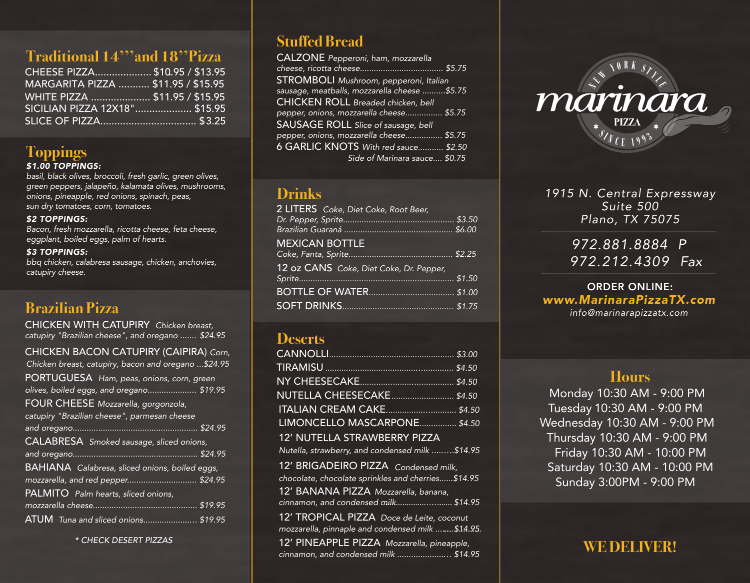## Traditional 14'''and 18''Pizza

CHEESE PIZZA.................... $10.95 / $13.95
MARGARITA PIZZA ........... $11.95 / $15.95
WHITE PIZZA ..................... $11.95 / $15.95
SICILIAN PIZZA 12X18".................... $15.95
SLICE OF PIZZA.................................. $3.25

## Toppings

***$1.00 TOPPINGS:***
*basil, black olives, broccoli, fresh garlic, green olives, green peppers, jalapeño, kalamata olives, mushrooms, onions, pineapple, red onions, spinach, peas, sun dry tomatoes, corn, tomatoes.*

***$2 TOPPINGS:***
*Bacon, fresh mozzarella, ricotta cheese, feta cheese, eggplant, boiled eggs, palm of hearts.*

***$3 TOPPINGS:***
*bbq chicken, calabresa sausage, chicken, anchovies, catupiry cheese.*

## Brazilian Pizza

CHICKEN WITH CATUPIRY *Chicken breast, catupiry "Brazilian cheese", and oregano ....... $24.95*

CHICKEN BACON CATUPIRY (CAIPIRA) *Corn, Chicken breast, catupiry, bacon and oregano ...$24.95*

PORTUGUESA *Ham, peas, onions, corn, green olives, boiled eggs, and oregano..................... $19.95*

FOUR CHEESE *Mozzarella, gorgonzola, catupiry "Brazilian cheese", parmesan cheese and oregano...................................................... $24.95*

CALABRESA *Smoked sausage, sliced onions, and oregano...................................................... $24.95*

BAHIANA *Calabresa, sliced onions, boiled eggs, mozzarella, and red pepper.............................. $24.95*

PALMITO *Palm hearts, sliced onions, mozzarella cheese............................................. $19.95*

ATUM *Tuna and sliced onions....................... $19.95*

*\* CHECK DESERT PIZZAS*

## Stuffed Bread

CALZONE *Pepperoni, ham, mozzarella cheese, ricotta cheese.................................... $5.75*

STROMBOLI *Mushroom, pepperoni, Italian sausage, meatballs, mozzarella cheese ..........$5.75*

CHICKEN ROLL *Breaded chicken, bell pepper, onions, mozzarella cheese................ $5.75*

SAUSAGE ROLL *Slice of sausage, bell pepper, onions, mozzarella cheese................ $5.75*

6 GARLIC KNOTS *With red sauce........... $2.50*

*Side of Marinara sauce.... $0.75*

## Drinks

2 LITERS *Coke, Diet Coke, Root Beer, Dr. Pepper, Sprite................................................ $3.50*
*Brazilian Guaraná ............................................... $6.00*

MEXICAN BOTTLE
*Coke, Fanta, Sprite............................................ $2.25*

12 oz CANS *Coke, Diet Coke, Dr. Pepper, Sprite.................................................................. $1.50*

BOTTLE OF WATER.................................... $1.00

SOFT DRINKS................................................ $1.75

## Deserts

CANNOLLI...................................................... $3.00
TIRAMISU ....................................................... $4.50
NY CHEESECAKE......................................... $4.50
NUTELLA CHEESECAKE............................ $4.50
ITALIAN CREAM CAKE.............................. $4.50
LIMONCELLO MASCARPONE................ $4.50

12' NUTELLA STRAWBERRY PIZZA
*Nutella, strawberry, and condensed milk .........$14.95*

12' BRIGADEIRO PIZZA *Condensed milk, chocolate, chocolate sprinkles and cherries......$14.95*

12' BANANA PIZZA *Mozzarella, banana, cinnamon, and condensed milk..................... $14.95*

12' TROPICAL PIZZA *Doce de Leite, coconut mozzarella, pinnaple and condensed milk .........$14.95.*

12' PINEAPPLE PIZZA *Mozzarella, pineapple, cinnamon, and condensed milk ....................... $14.95*

NEW YORK STYLE
# marinara
PIZZA
SINCE 1993

1915 N. Central Expressway
Suite 500
Plano, TX 75075

972.881.8884 P
972.212.4309 Fax

**ORDER ONLINE:**
***www.MarinaraPizzaTX.com***
info@marinarapizzatx.com

## Hours

Monday 10:30 AM - 9:00 PM
Tuesday 10:30 AM - 9:00 PM
Wednesday 10:30 AM - 9:00 PM
Thursday 10:30 AM - 9:00 PM
Friday 10:30 AM - 10:00 PM
Saturday 10:30 AM - 10:00 PM
Sunday 3:00PM - 9:00 PM

## WE DELIVER!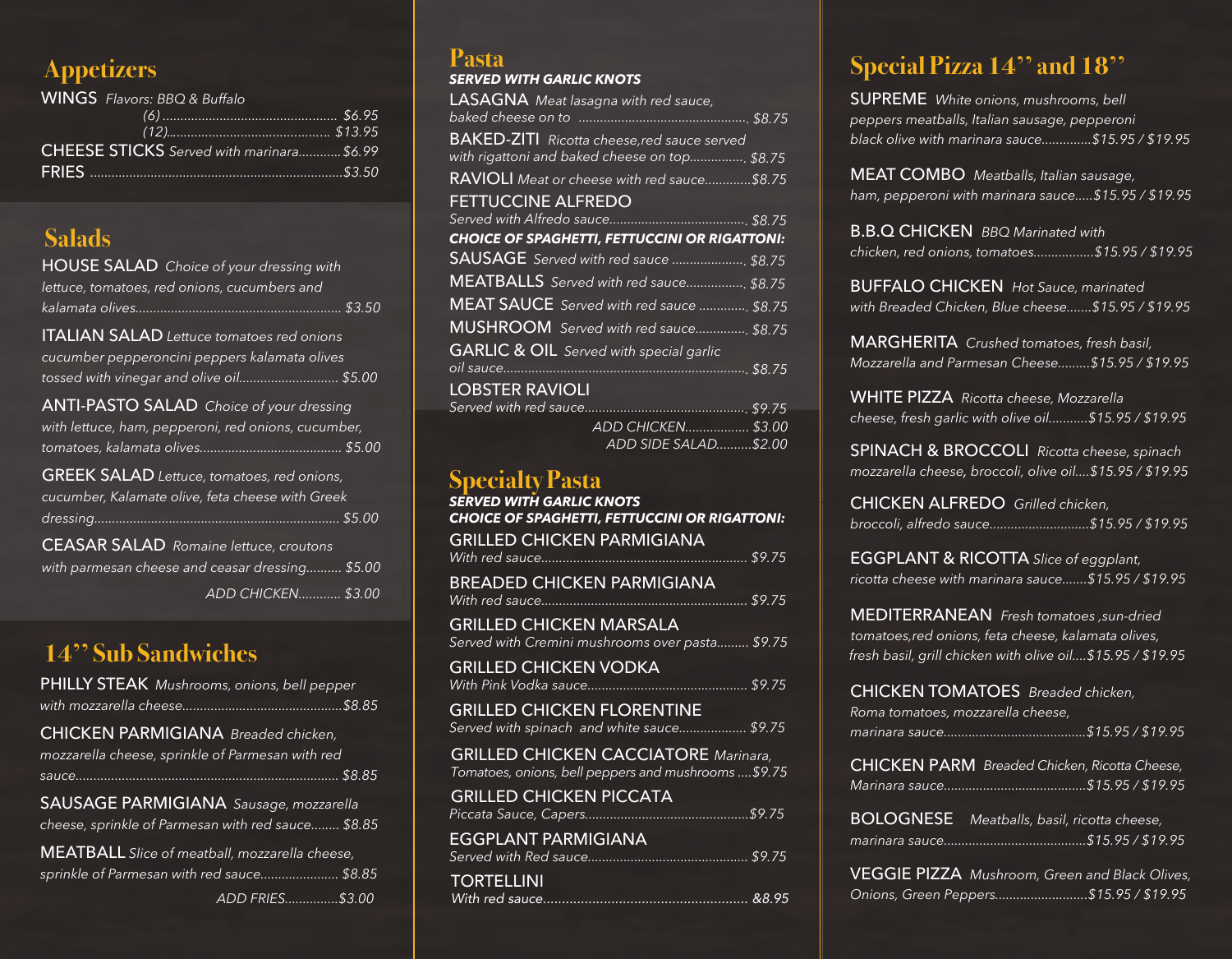## Appetizers

**WINGS** *Flavors: BBQ & Buffalo*
*(6)* ........................................ *$6.95*
*(12)* ........................................ *$13.95*

**CHEESE STICKS** *Served with marinara............$6.99*

**FRIES** ........................................ *$3.50*

## Salads

**HOUSE SALAD** *Choice of your dressing with lettuce, tomatoes, red onions, cucumbers and kalamata olives.......................................... $3.50*

**ITALIAN SALAD** *Lettuce tomatoes red onions cucumber pepperoncini peppers kalamata olives tossed with vinegar and olive oil............................ $5.00*

**ANTI-PASTO SALAD** *Choice of your dressing with lettuce, ham, pepperoni, red onions, cucumber, tomatoes, kalamata olives........................................ $5.00*

**GREEK SALAD** *Lettuce, tomatoes, red onions, cucumber, Kalamate olive, feta cheese with Greek dressing.................................................... $5.00*

**CEASAR SALAD** *Romaine lettuce, croutons with parmesan cheese and ceasar dressing.......... $5.00*

*ADD CHICKEN............ $3.00*

## 14'' Sub Sandwiches

**PHILLY STEAK** *Mushrooms, onions, bell pepper with mozzarella cheese............................................$8.85*

**CHICKEN PARMIGIANA** *Breaded chicken, mozzarella cheese, sprinkle of Parmesan with red sauce.......................................................... $8.85*

**SAUSAGE PARMIGIANA** *Sausage, mozzarella cheese, sprinkle of Parmesan with red sauce........ $8.85*

**MEATBALL** *Slice of meatball, mozzarella cheese, sprinkle of Parmesan with red sauce...................... $8.85*

*ADD FRIES...............$3.00*

## Pasta

***SERVED WITH GARLIC KNOTS***

**LASAGNA** *Meat lasagna with red sauce, baked cheese on to ................................................ $8.75*

**BAKED-ZITI** *Ricotta cheese,red sauce served with rigattoni and baked cheese on top................ $8.75*

**RAVIOLI** *Meat or cheese with red sauce.............$8.75*

**FETTUCCINE ALFREDO**
*Served with Alfredo sauce....................................... $8.75*

***CHOICE OF SPAGHETTI, FETTUCCINI OR RIGATTONI:***

**SAUSAGE** *Served with red sauce .................... $8.75*

**MEATBALLS** *Served with red sauce................ $8.75*

**MEAT SAUCE** *Served with red sauce ............. $8.75*

**MUSHROOM** *Served with red sauce.............. $8.75*

**GARLIC & OIL** *Served with special garlic oil sauce.................................................................. $8.75*

**LOBSTER RAVIOLI**
*Served with red sauce............................................. $9.75*

*ADD CHICKEN.................. $3.00*
*ADD SIDE SALAD..........$2.00*

## Specialty Pasta

***SERVED WITH GARLIC KNOTS***
***CHOICE OF SPAGHETTI, FETTUCCINI OR RIGATTONI:***

**GRILLED CHICKEN PARMIGIANA**
*With red sauce.......................................................... $9.75*

**BREADED CHICKEN PARMIGIANA**
*With red sauce.......................................................... $9.75*

**GRILLED CHICKEN MARSALA**
*Served with Cremini mushrooms over pasta......... $9.75*

**GRILLED CHICKEN VODKA**
*With Pink Vodka sauce............................................. $9.75*

**GRILLED CHICKEN FLORENTINE**
*Served with spinach and white sauce................... $9.75*

**GRILLED CHICKEN CACCIATORE** *Marinara, Tomatoes, onions, bell peppers and mushrooms ....$9.75*

**GRILLED CHICKEN PICCATA**
*Piccata Sauce, Capers.............................................$9.75*

**EGGPLANT PARMIGIANA**
*Served with Red sauce............................................. $9.75*

**TORTELLINI**
*With red sauce...................................................... &8.95*

## Special Pizza 14'' and 18''

**SUPREME** *White onions, mushrooms, bell peppers meatballs, Italian sausage, pepperoni black olive with marinara sauce..............$15.95 / $19.95*

**MEAT COMBO** *Meatballs, Italian sausage, ham, pepperoni with marinara sauce.....$15.95 / $19.95*

**B.B.Q CHICKEN** *BBQ Marinated with chicken, red onions, tomatoes.................$15.95 / $19.95*

**BUFFALO CHICKEN** *Hot Sauce, marinated with Breaded Chicken, Blue cheese.......$15.95 / $19.95*

**MARGHERITA** *Crushed tomatoes, fresh basil, Mozzarella and Parmesan Cheese.........$15.95 / $19.95*

**WHITE PIZZA** *Ricotta cheese, Mozzarella cheese, fresh garlic with olive oil...........$15.95 / $19.95*

**SPINACH & BROCCOLI** *Ricotta cheese, spinach mozzarella cheese, broccoli, olive oil....$15.95 / $19.95*

**CHICKEN ALFREDO** *Grilled chicken, broccoli, alfredo sauce............................$15.95 / $19.95*

**EGGPLANT & RICOTTA** *Slice of eggplant, ricotta cheese with marinara sauce.......$15.95 / $19.95*

**MEDITERRANEAN** *Fresh tomatoes ,sun-dried tomatoes,red onions, feta cheese, kalamata olives, fresh basil, grill chicken with olive oil....$15.95 / $19.95*

**CHICKEN TOMATOES** *Breaded chicken, Roma tomatoes, mozzarella cheese, marinara sauce........................................$15.95 / $19.95*

**CHICKEN PARM** *Breaded Chicken, Ricotta Cheese, Marinara sauce........................................$15.95 / $19.95*

**BOLOGNESE** *Meatballs, basil, ricotta cheese, marinara sauce........................................$15.95 / $19.95*

**VEGGIE PIZZA** *Mushroom, Green and Black Olives, Onions, Green Peppers..........................$15.95 / $19.95*